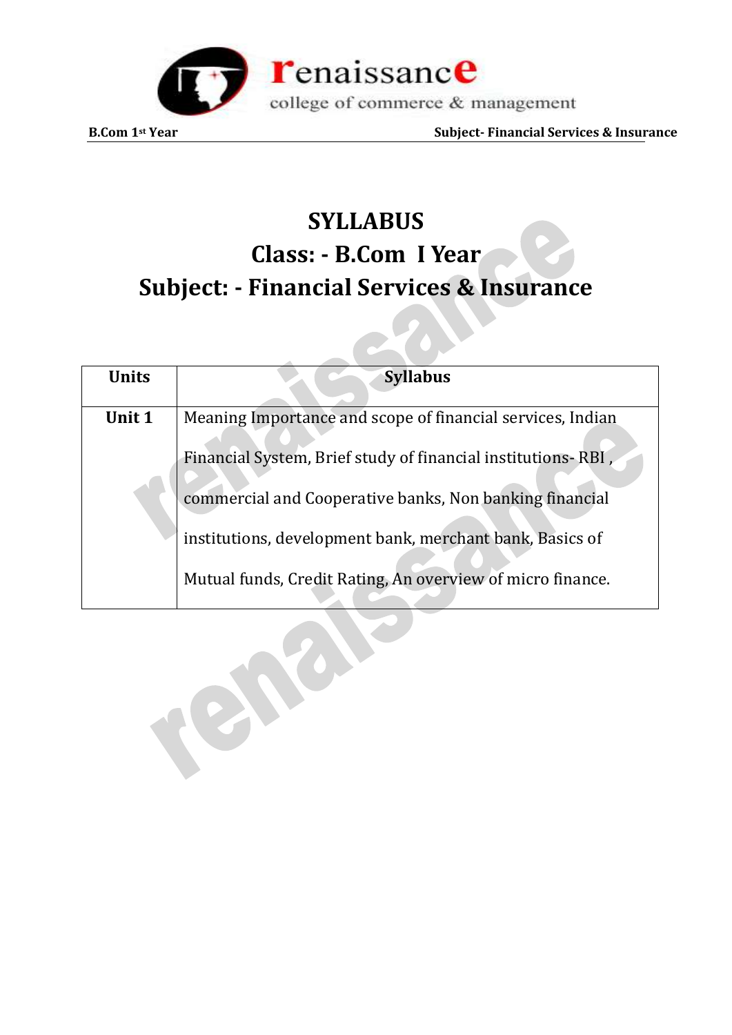# SYLLABUS

## Class: - B.Com I Year

## Subject: - Financial Services & Insurance

| Units | Syllabus |
|---|---|
| **Unit 1** | Meaning Importance and scope of financial services, Indian Financial System, Brief study of financial institutions- RBI , commercial and Cooperative banks, Non banking financial institutions, development bank, merchant bank, Basics of Mutual funds, Credit Rating, An overview of micro finance. |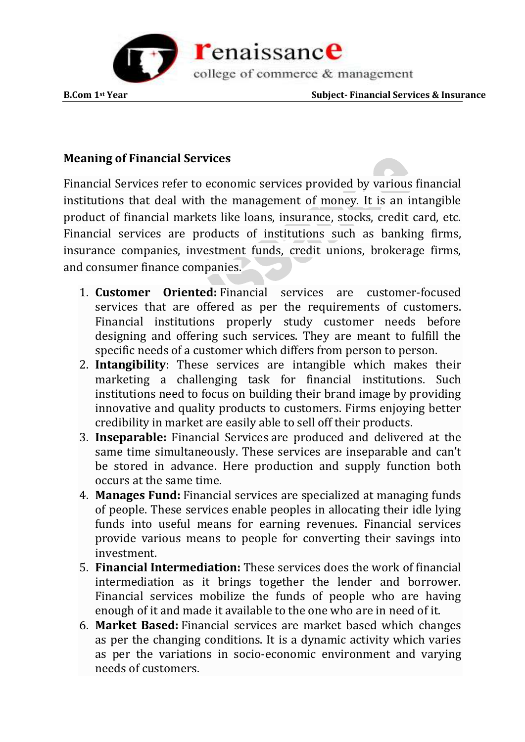## Meaning of Financial Services

Financial Services refer to economic services provided by various financial institutions that deal with the management of money. It is an intangible product of financial markets like loans, insurance, stocks, credit card, etc. Financial services are products of institutions such as banking firms, insurance companies, investment funds, credit unions, brokerage firms, and consumer finance companies.

1. **Customer Oriented:** Financial services are customer-focused services that are offered as per the requirements of customers. Financial institutions properly study customer needs before designing and offering such services. They are meant to fulfill the specific needs of a customer which differs from person to person.
2. **Intangibility**: These services are intangible which makes their marketing a challenging task for financial institutions. Such institutions need to focus on building their brand image by providing innovative and quality products to customers. Firms enjoying better credibility in market are easily able to sell off their products.
3. **Inseparable:** Financial Services are produced and delivered at the same time simultaneously. These services are inseparable and can't be stored in advance. Here production and supply function both occurs at the same time.
4. **Manages Fund:** Financial services are specialized at managing funds of people. These services enable peoples in allocating their idle lying funds into useful means for earning revenues. Financial services provide various means to people for converting their savings into investment.
5. **Financial Intermediation:** These services does the work of financial intermediation as it brings together the lender and borrower. Financial services mobilize the funds of people who are having enough of it and made it available to the one who are in need of it.
6. **Market Based:** Financial services are market based which changes as per the changing conditions. It is a dynamic activity which varies as per the variations in socio-economic environment and varying needs of customers.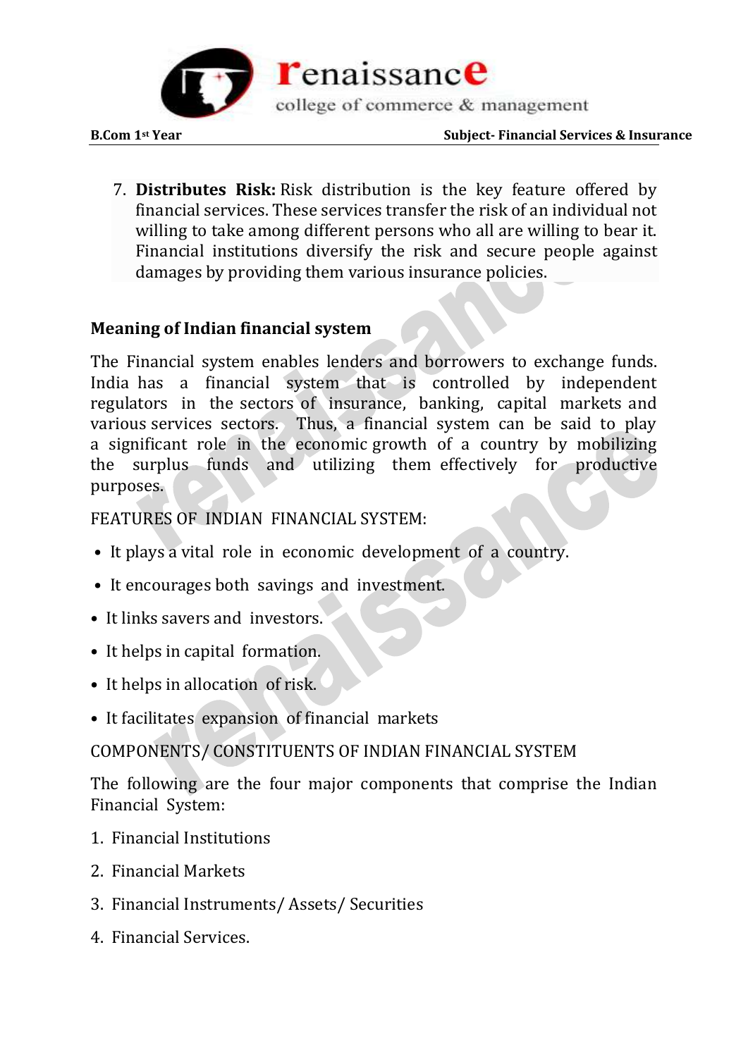7. **Distributes Risk:** Risk distribution is the key feature offered by financial services. These services transfer the risk of an individual not willing to take among different persons who all are willing to bear it. Financial institutions diversify the risk and secure people against damages by providing them various insurance policies.

## Meaning of Indian financial system

The Financial system enables lenders and borrowers to exchange funds. India has a financial system that is controlled by independent regulators in the sectors of insurance, banking, capital markets and various services sectors. Thus, a financial system can be said to play a significant role in the economic growth of a country by mobilizing the surplus funds and utilizing them effectively for productive purposes.

FEATURES OF INDIAN FINANCIAL SYSTEM:

- It plays a vital role in economic development of a country.
- It encourages both savings and investment.
- It links savers and investors.
- It helps in capital formation.
- It helps in allocation of risk.
- It facilitates expansion of financial markets

COMPONENTS/ CONSTITUENTS OF INDIAN FINANCIAL SYSTEM

The following are the four major components that comprise the Indian Financial System:

1. Financial Institutions
2. Financial Markets
3. Financial Instruments/ Assets/ Securities
4. Financial Services.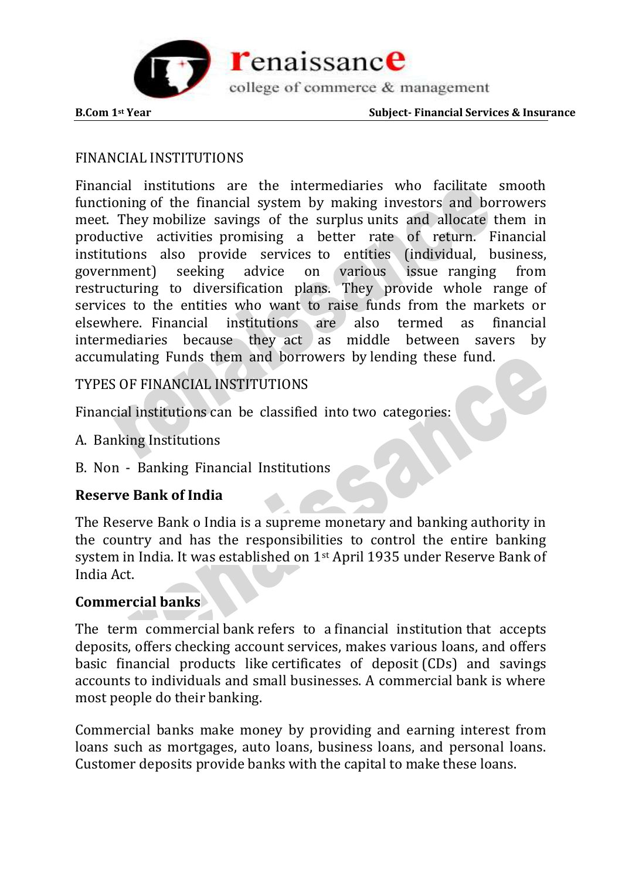FINANCIAL INSTITUTIONS

Financial institutions are the intermediaries who facilitate smooth functioning of the financial system by making investors and borrowers meet. They mobilize savings of the surplus units and allocate them in productive activities promising a better rate of return. Financial institutions also provide services to entities (individual, business, government) seeking advice on various issue ranging from restructuring to diversification plans. They provide whole range of services to the entities who want to raise funds from the markets or elsewhere. Financial institutions are also termed as financial intermediaries because they act as middle between savers by accumulating Funds them and borrowers by lending these fund.

TYPES OF FINANCIAL INSTITUTIONS

Financial institutions can be classified into two categories:

A. Banking Institutions

B. Non - Banking Financial Institutions

**Reserve Bank of India**

The Reserve Bank o India is a supreme monetary and banking authority in the country and has the responsibilities to control the entire banking system in India. It was established on 1st April 1935 under Reserve Bank of India Act.

**Commercial banks**

The term commercial bank refers to a financial institution that accepts deposits, offers checking account services, makes various loans, and offers basic financial products like certificates of deposit (CDs) and savings accounts to individuals and small businesses. A commercial bank is where most people do their banking.

Commercial banks make money by providing and earning interest from loans such as mortgages, auto loans, business loans, and personal loans. Customer deposits provide banks with the capital to make these loans.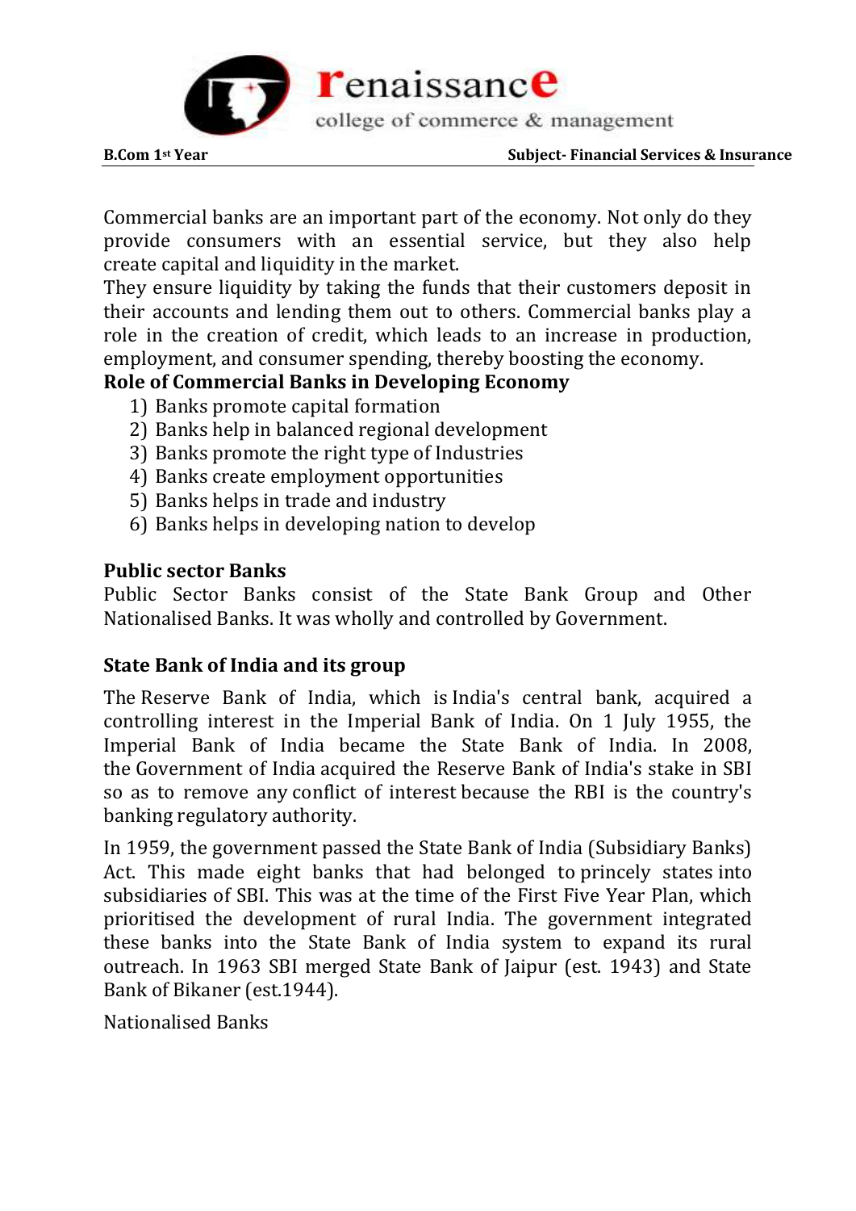Commercial banks are an important part of the economy. Not only do they provide consumers with an essential service, but they also help create capital and liquidity in the market.
They ensure liquidity by taking the funds that their customers deposit in their accounts and lending them out to others. Commercial banks play a role in the creation of credit, which leads to an increase in production, employment, and consumer spending, thereby boosting the economy.

**Role of Commercial Banks in Developing Economy**

1) Banks promote capital formation
2) Banks help in balanced regional development
3) Banks promote the right type of Industries
4) Banks create employment opportunities
5) Banks helps in trade and industry
6) Banks helps in developing nation to develop

**Public sector Banks**

Public Sector Banks consist of the State Bank Group and Other Nationalised Banks. It was wholly and controlled by Government.

**State Bank of India and its group**

The Reserve Bank of India, which is India's central bank, acquired a controlling interest in the Imperial Bank of India. On 1 July 1955, the Imperial Bank of India became the State Bank of India. In 2008, the Government of India acquired the Reserve Bank of India's stake in SBI so as to remove any conflict of interest because the RBI is the country's banking regulatory authority.

In 1959, the government passed the State Bank of India (Subsidiary Banks) Act. This made eight banks that had belonged to princely states into subsidiaries of SBI. This was at the time of the First Five Year Plan, which prioritised the development of rural India. The government integrated these banks into the State Bank of India system to expand its rural outreach. In 1963 SBI merged State Bank of Jaipur (est. 1943) and State Bank of Bikaner (est.1944).

Nationalised Banks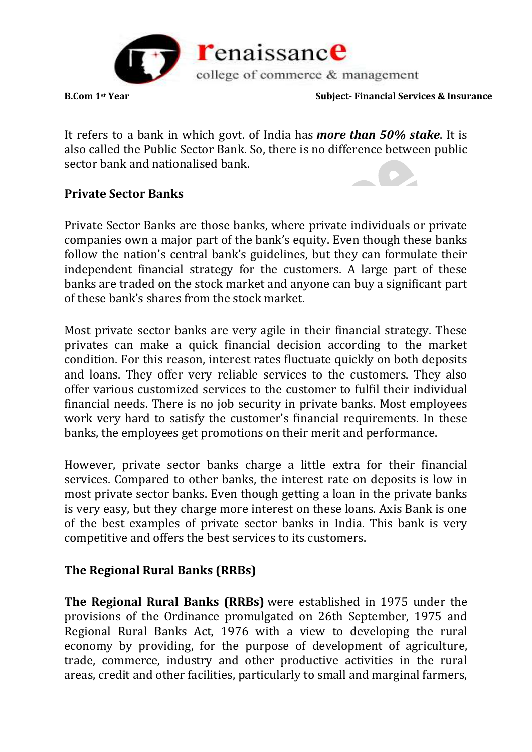It refers to a bank in which govt. of India has ***more than 50% stake***. It is also called the Public Sector Bank. So, there is no difference between public sector bank and nationalised bank.

## Private Sector Banks

Private Sector Banks are those banks, where private individuals or private companies own a major part of the bank's equity. Even though these banks follow the nation's central bank's guidelines, but they can formulate their independent financial strategy for the customers. A large part of these banks are traded on the stock market and anyone can buy a significant part of these bank's shares from the stock market.

Most private sector banks are very agile in their financial strategy. These privates can make a quick financial decision according to the market condition. For this reason, interest rates fluctuate quickly on both deposits and loans. They offer very reliable services to the customers. They also offer various customized services to the customer to fulfil their individual financial needs. There is no job security in private banks. Most employees work very hard to satisfy the customer's financial requirements. In these banks, the employees get promotions on their merit and performance.

However, private sector banks charge a little extra for their financial services. Compared to other banks, the interest rate on deposits is low in most private sector banks. Even though getting a loan in the private banks is very easy, but they charge more interest on these loans. Axis Bank is one of the best examples of private sector banks in India. This bank is very competitive and offers the best services to its customers.

## The Regional Rural Banks (RRBs)

**The Regional Rural Banks (RRBs)** were established in 1975 under the provisions of the Ordinance promulgated on 26th September, 1975 and Regional Rural Banks Act, 1976 with a view to developing the rural economy by providing, for the purpose of development of agriculture, trade, commerce, industry and other productive activities in the rural areas, credit and other facilities, particularly to small and marginal farmers,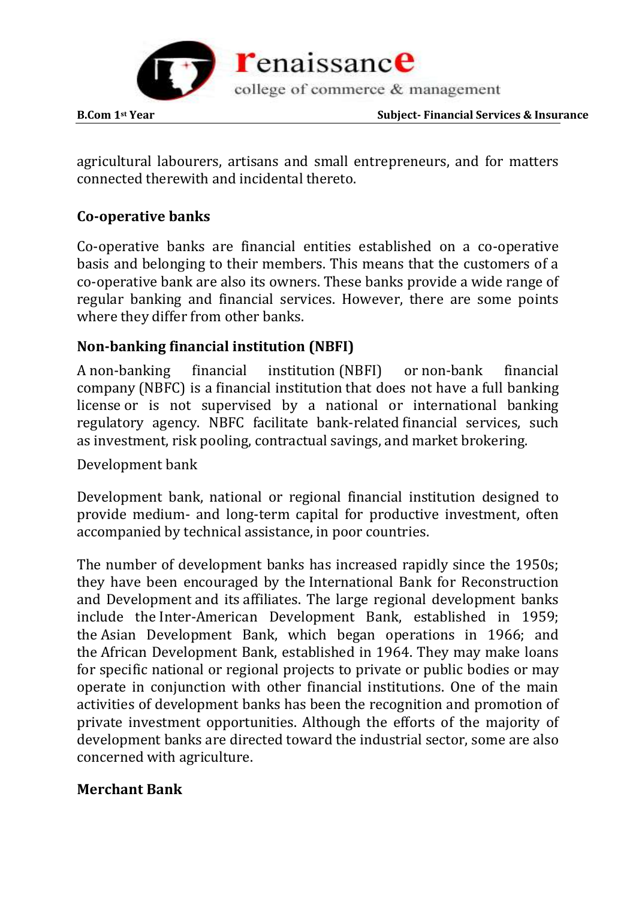agricultural labourers, artisans and small entrepreneurs, and for matters connected therewith and incidental thereto.

## Co-operative banks

Co-operative banks are financial entities established on a co-operative basis and belonging to their members. This means that the customers of a co-operative bank are also its owners. These banks provide a wide range of regular banking and financial services. However, there are some points where they differ from other banks.

## Non-banking financial institution (NBFI)

A non-banking financial institution (NBFI) or non-bank financial company (NBFC) is a financial institution that does not have a full banking license or is not supervised by a national or international banking regulatory agency. NBFC facilitate bank-related financial services, such as investment, risk pooling, contractual savings, and market brokering.

Development bank

Development bank, national or regional financial institution designed to provide medium- and long-term capital for productive investment, often accompanied by technical assistance, in poor countries.

The number of development banks has increased rapidly since the 1950s; they have been encouraged by the International Bank for Reconstruction and Development and its affiliates. The large regional development banks include the Inter-American Development Bank, established in 1959; the Asian Development Bank, which began operations in 1966; and the African Development Bank, established in 1964. They may make loans for specific national or regional projects to private or public bodies or may operate in conjunction with other financial institutions. One of the main activities of development banks has been the recognition and promotion of private investment opportunities. Although the efforts of the majority of development banks are directed toward the industrial sector, some are also concerned with agriculture.

## Merchant Bank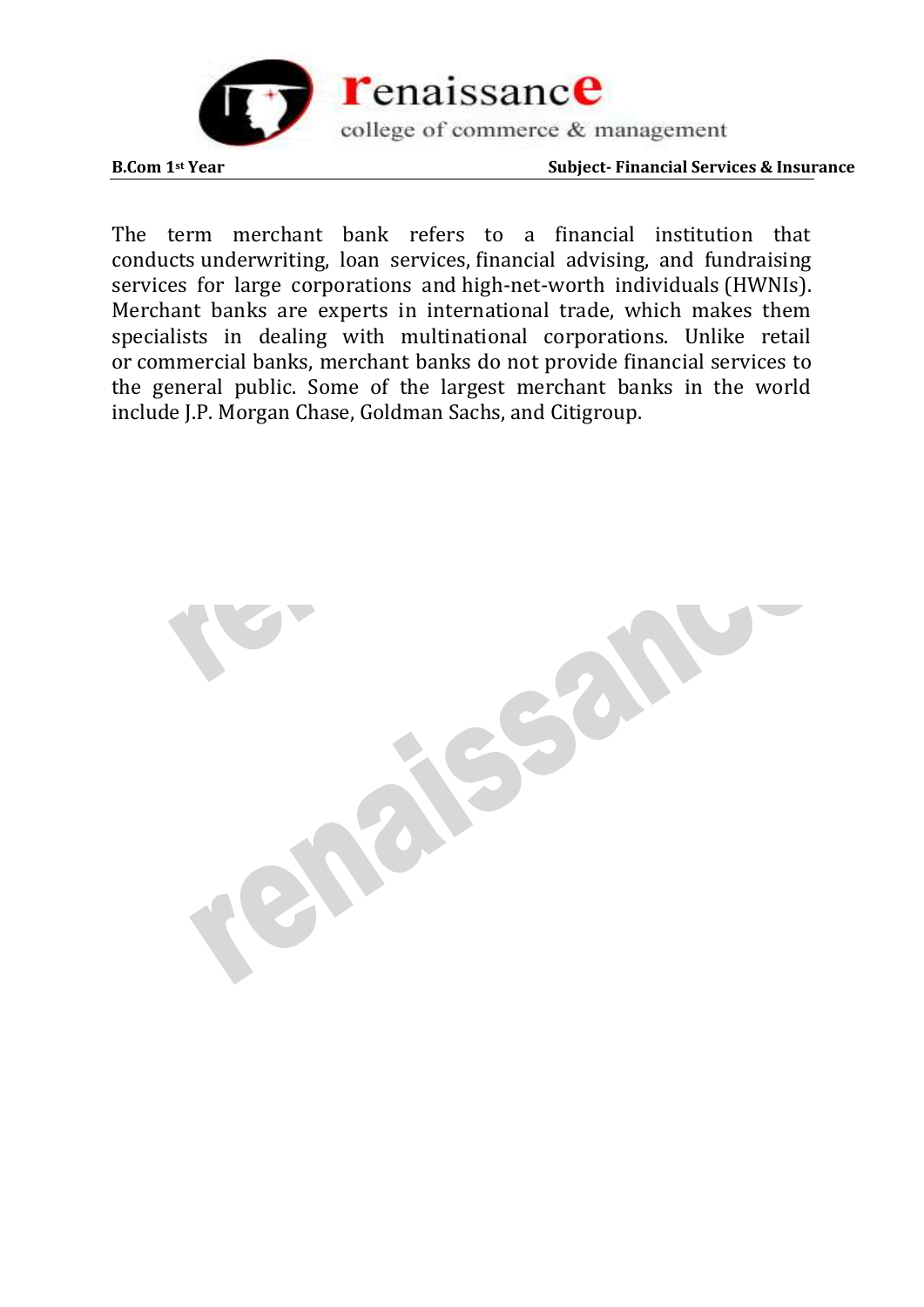The term merchant bank refers to a financial institution that conducts underwriting, loan services, financial advising, and fundraising services for large corporations and high-net-worth individuals (HWNIs). Merchant banks are experts in international trade, which makes them specialists in dealing with multinational corporations. Unlike retail or commercial banks, merchant banks do not provide financial services to the general public. Some of the largest merchant banks in the world include J.P. Morgan Chase, Goldman Sachs, and Citigroup.